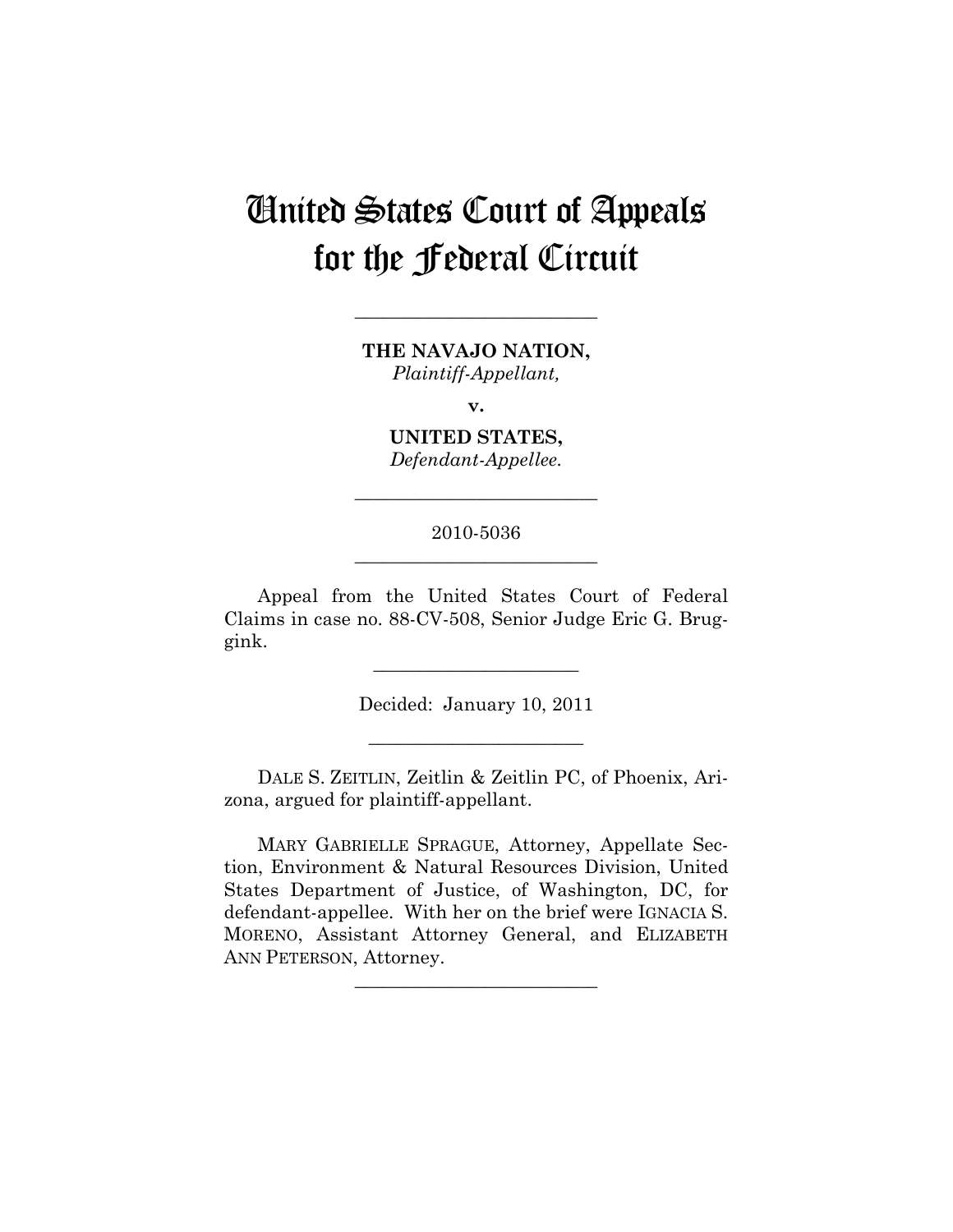# United States Court of Appeals for the Federal Circuit

---

**THE NAVAJO NATION,**
*Plaintiff-Appellant,*

**v.**

**UNITED STATES,**
*Defendant-Appellee.*

---

2010-5036

---

Appeal from the United States Court of Federal Claims in case no. 88-CV-508, Senior Judge Eric G. Bruggink.

---

Decided: January 10, 2011

---

DALE S. ZEITLIN, Zeitlin & Zeitlin PC, of Phoenix, Arizona, argued for plaintiff-appellant.

MARY GABRIELLE SPRAGUE, Attorney, Appellate Section, Environment & Natural Resources Division, United States Department of Justice, of Washington, DC, for defendant-appellee. With her on the brief were IGNACIA S. MORENO, Assistant Attorney General, and ELIZABETH ANN PETERSON, Attorney.

---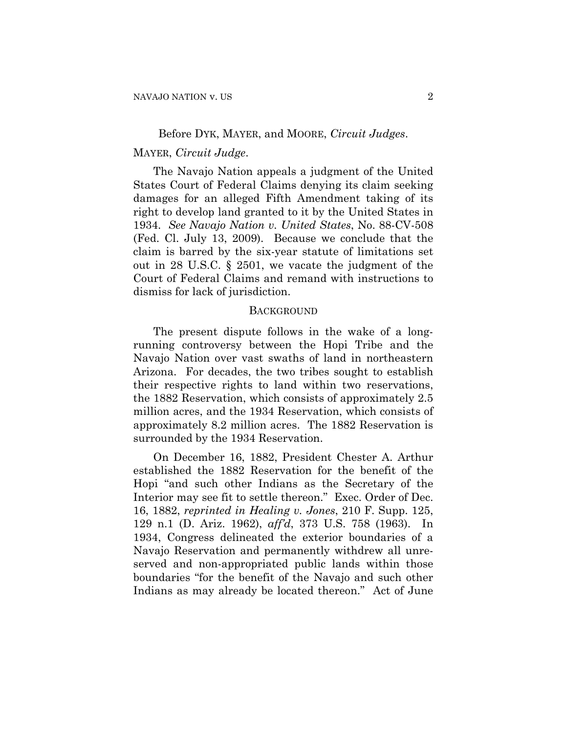Before DYK, MAYER, and MOORE, *Circuit Judges*.

MAYER, *Circuit Judge*.

The Navajo Nation appeals a judgment of the United States Court of Federal Claims denying its claim seeking damages for an alleged Fifth Amendment taking of its right to develop land granted to it by the United States in 1934. *See Navajo Nation v. United States*, No. 88-CV-508 (Fed. Cl. July 13, 2009). Because we conclude that the claim is barred by the six-year statute of limitations set out in 28 U.S.C. § 2501, we vacate the judgment of the Court of Federal Claims and remand with instructions to dismiss for lack of jurisdiction.

## BACKGROUND

The present dispute follows in the wake of a long-running controversy between the Hopi Tribe and the Navajo Nation over vast swaths of land in northeastern Arizona. For decades, the two tribes sought to establish their respective rights to land within two reservations, the 1882 Reservation, which consists of approximately 2.5 million acres, and the 1934 Reservation, which consists of approximately 8.2 million acres. The 1882 Reservation is surrounded by the 1934 Reservation.

On December 16, 1882, President Chester A. Arthur established the 1882 Reservation for the benefit of the Hopi "and such other Indians as the Secretary of the Interior may see fit to settle thereon." Exec. Order of Dec. 16, 1882, *reprinted in Healing v. Jones*, 210 F. Supp. 125, 129 n.1 (D. Ariz. 1962), *aff'd*, 373 U.S. 758 (1963). In 1934, Congress delineated the exterior boundaries of a Navajo Reservation and permanently withdrew all unreserved and non-appropriated public lands within those boundaries "for the benefit of the Navajo and such other Indians as may already be located thereon." Act of June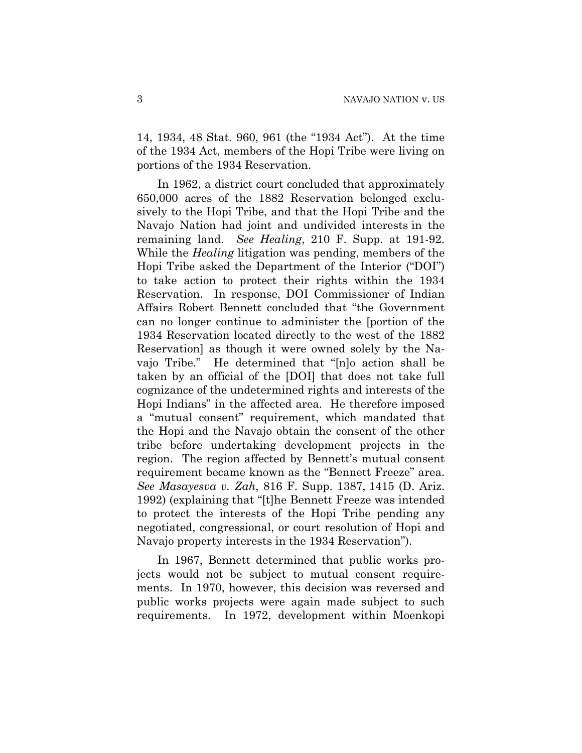14, 1934, 48 Stat. 960, 961 (the "1934 Act"). At the time of the 1934 Act, members of the Hopi Tribe were living on portions of the 1934 Reservation.

In 1962, a district court concluded that approximately 650,000 acres of the 1882 Reservation belonged exclusively to the Hopi Tribe, and that the Hopi Tribe and the Navajo Nation had joint and undivided interests in the remaining land. *See Healing*, 210 F. Supp. at 191-92. While the *Healing* litigation was pending, members of the Hopi Tribe asked the Department of the Interior ("DOI") to take action to protect their rights within the 1934 Reservation. In response, DOI Commissioner of Indian Affairs Robert Bennett concluded that "the Government can no longer continue to administer the [portion of the 1934 Reservation located directly to the west of the 1882 Reservation] as though it were owned solely by the Navajo Tribe." He determined that "[n]o action shall be taken by an official of the [DOI] that does not take full cognizance of the undetermined rights and interests of the Hopi Indians" in the affected area. He therefore imposed a "mutual consent" requirement, which mandated that the Hopi and the Navajo obtain the consent of the other tribe before undertaking development projects in the region. The region affected by Bennett's mutual consent requirement became known as the "Bennett Freeze" area. *See Masayesva v. Zah*, 816 F. Supp. 1387, 1415 (D. Ariz. 1992) (explaining that "[t]he Bennett Freeze was intended to protect the interests of the Hopi Tribe pending any negotiated, congressional, or court resolution of Hopi and Navajo property interests in the 1934 Reservation").

In 1967, Bennett determined that public works projects would not be subject to mutual consent requirements. In 1970, however, this decision was reversed and public works projects were again made subject to such requirements. In 1972, development within Moenkopi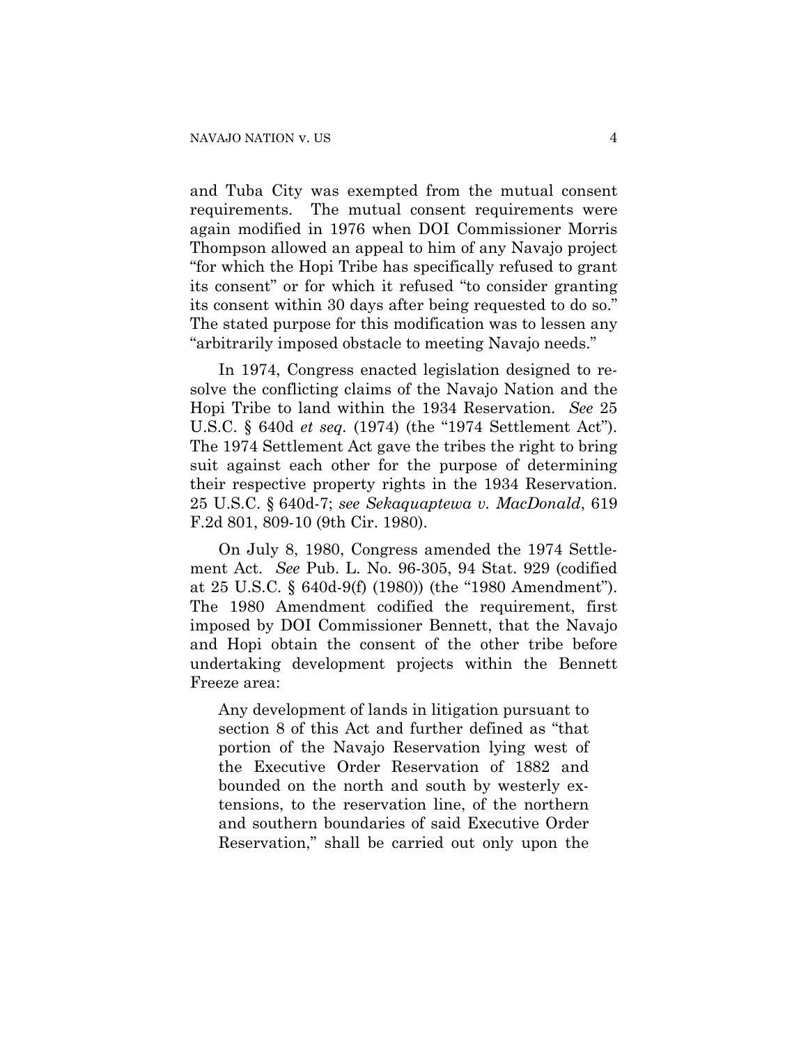and Tuba City was exempted from the mutual consent requirements. The mutual consent requirements were again modified in 1976 when DOI Commissioner Morris Thompson allowed an appeal to him of any Navajo project "for which the Hopi Tribe has specifically refused to grant its consent" or for which it refused "to consider granting its consent within 30 days after being requested to do so." The stated purpose for this modification was to lessen any "arbitrarily imposed obstacle to meeting Navajo needs."

In 1974, Congress enacted legislation designed to resolve the conflicting claims of the Navajo Nation and the Hopi Tribe to land within the 1934 Reservation. *See* 25 U.S.C. § 640d *et seq.* (1974) (the "1974 Settlement Act"). The 1974 Settlement Act gave the tribes the right to bring suit against each other for the purpose of determining their respective property rights in the 1934 Reservation. 25 U.S.C. § 640d-7; *see Sekaquaptewa v. MacDonald*, 619 F.2d 801, 809-10 (9th Cir. 1980).

On July 8, 1980, Congress amended the 1974 Settlement Act. *See* Pub. L. No. 96-305, 94 Stat. 929 (codified at 25 U.S.C. § 640d-9(f) (1980)) (the "1980 Amendment"). The 1980 Amendment codified the requirement, first imposed by DOI Commissioner Bennett, that the Navajo and Hopi obtain the consent of the other tribe before undertaking development projects within the Bennett Freeze area:

> Any development of lands in litigation pursuant to section 8 of this Act and further defined as "that portion of the Navajo Reservation lying west of the Executive Order Reservation of 1882 and bounded on the north and south by westerly extensions, to the reservation line, of the northern and southern boundaries of said Executive Order Reservation," shall be carried out only upon the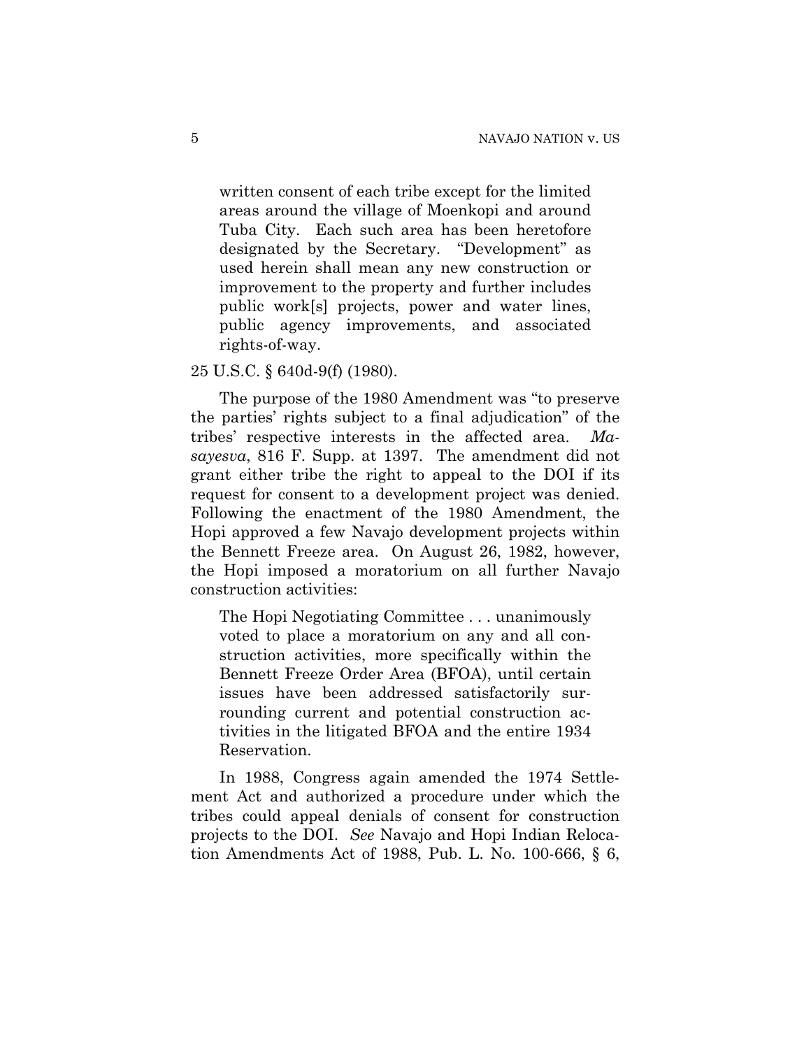> written consent of each tribe except for the limited areas around the village of Moenkopi and around Tuba City. Each such area has been heretofore designated by the Secretary. "Development" as used herein shall mean any new construction or improvement to the property and further includes public work[s] projects, power and water lines, public agency improvements, and associated rights-of-way.

25 U.S.C. § 640d-9(f) (1980).

The purpose of the 1980 Amendment was "to preserve the parties' rights subject to a final adjudication" of the tribes' respective interests in the affected area. *Masayesva*, 816 F. Supp. at 1397. The amendment did not grant either tribe the right to appeal to the DOI if its request for consent to a development project was denied. Following the enactment of the 1980 Amendment, the Hopi approved a few Navajo development projects within the Bennett Freeze area. On August 26, 1982, however, the Hopi imposed a moratorium on all further Navajo construction activities:

> The Hopi Negotiating Committee . . . unanimously voted to place a moratorium on any and all construction activities, more specifically within the Bennett Freeze Order Area (BFOA), until certain issues have been addressed satisfactorily surrounding current and potential construction activities in the litigated BFOA and the entire 1934 Reservation.

In 1988, Congress again amended the 1974 Settlement Act and authorized a procedure under which the tribes could appeal denials of consent for construction projects to the DOI. *See* Navajo and Hopi Indian Relocation Amendments Act of 1988, Pub. L. No. 100-666, § 6,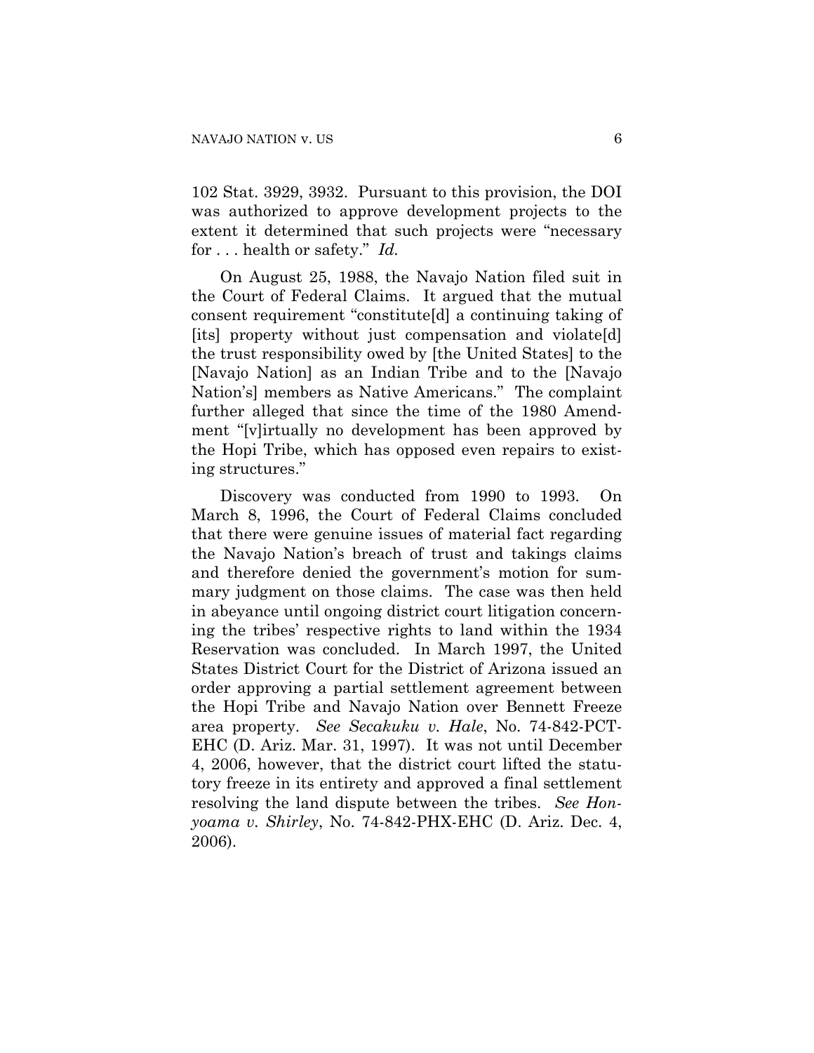102 Stat. 3929, 3932. Pursuant to this provision, the DOI was authorized to approve development projects to the extent it determined that such projects were "necessary for . . . health or safety." *Id.*

On August 25, 1988, the Navajo Nation filed suit in the Court of Federal Claims. It argued that the mutual consent requirement "constitute[d] a continuing taking of [its] property without just compensation and violate[d] the trust responsibility owed by [the United States] to the [Navajo Nation] as an Indian Tribe and to the [Navajo Nation's] members as Native Americans." The complaint further alleged that since the time of the 1980 Amendment "[v]irtually no development has been approved by the Hopi Tribe, which has opposed even repairs to existing structures."

Discovery was conducted from 1990 to 1993. On March 8, 1996, the Court of Federal Claims concluded that there were genuine issues of material fact regarding the Navajo Nation's breach of trust and takings claims and therefore denied the government's motion for summary judgment on those claims. The case was then held in abeyance until ongoing district court litigation concerning the tribes' respective rights to land within the 1934 Reservation was concluded. In March 1997, the United States District Court for the District of Arizona issued an order approving a partial settlement agreement between the Hopi Tribe and Navajo Nation over Bennett Freeze area property. *See Secakuku v. Hale*, No. 74-842-PCT-EHC (D. Ariz. Mar. 31, 1997). It was not until December 4, 2006, however, that the district court lifted the statutory freeze in its entirety and approved a final settlement resolving the land dispute between the tribes. *See Honyoama v. Shirley*, No. 74-842-PHX-EHC (D. Ariz. Dec. 4, 2006).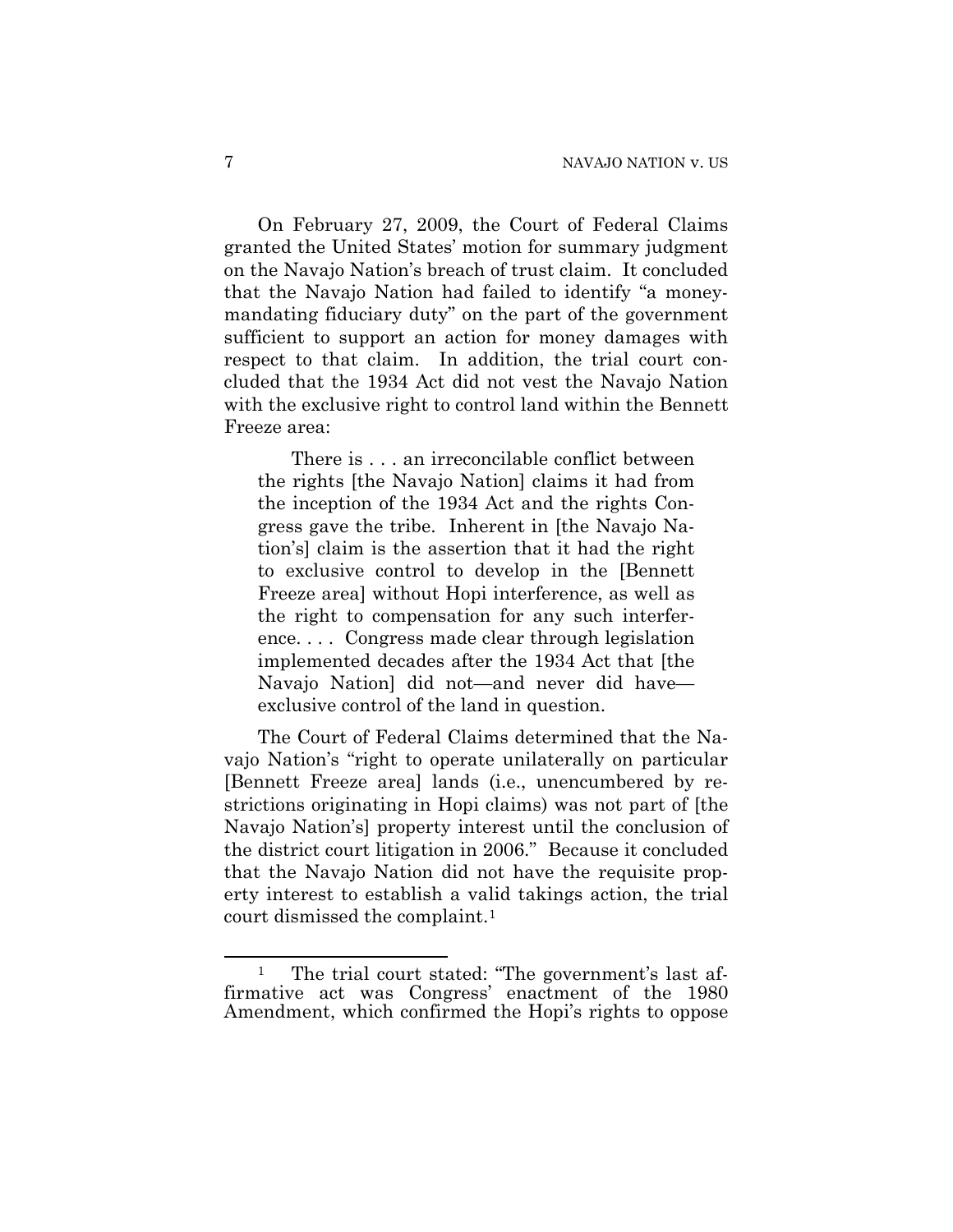On February 27, 2009, the Court of Federal Claims granted the United States' motion for summary judgment on the Navajo Nation's breach of trust claim. It concluded that the Navajo Nation had failed to identify "a money-mandating fiduciary duty" on the part of the government sufficient to support an action for money damages with respect to that claim. In addition, the trial court concluded that the 1934 Act did not vest the Navajo Nation with the exclusive right to control land within the Bennett Freeze area:

> There is . . . an irreconcilable conflict between the rights [the Navajo Nation] claims it had from the inception of the 1934 Act and the rights Congress gave the tribe. Inherent in [the Navajo Nation's] claim is the assertion that it had the right to exclusive control to develop in the [Bennett Freeze area] without Hopi interference, as well as the right to compensation for any such interference. . . . Congress made clear through legislation implemented decades after the 1934 Act that [the Navajo Nation] did not—and never did have—exclusive control of the land in question.

The Court of Federal Claims determined that the Navajo Nation's "right to operate unilaterally on particular [Bennett Freeze area] lands (i.e., unencumbered by restrictions originating in Hopi claims) was not part of [the Navajo Nation's] property interest until the conclusion of the district court litigation in 2006." Because it concluded that the Navajo Nation did not have the requisite property interest to establish a valid takings action, the trial court dismissed the complaint.[1]

---

[1] The trial court stated: "The government's last affirmative act was Congress' enactment of the 1980 Amendment, which confirmed the Hopi's rights to oppose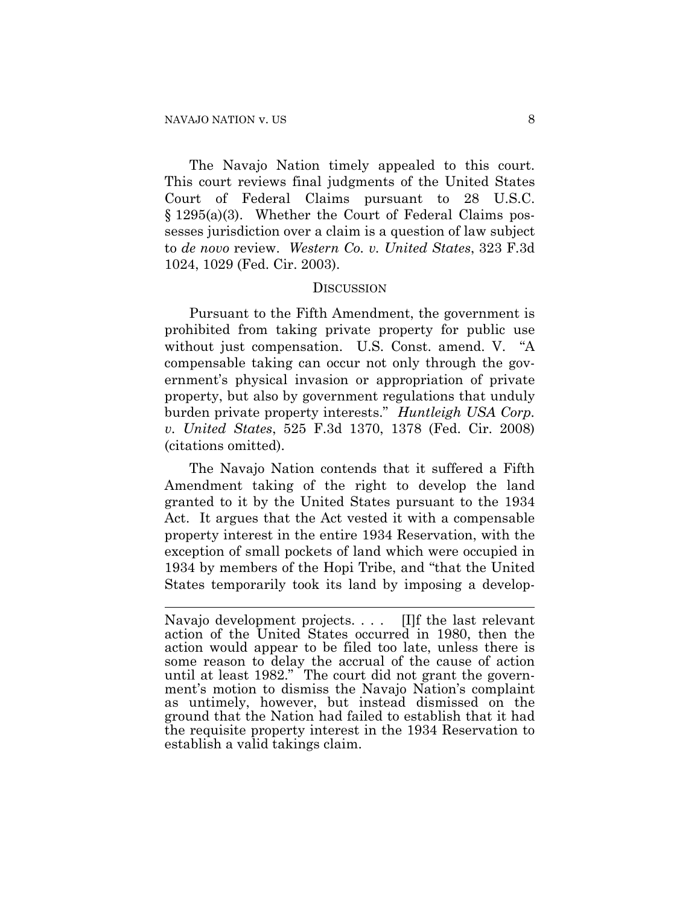The Navajo Nation timely appealed to this court. This court reviews final judgments of the United States Court of Federal Claims pursuant to 28 U.S.C. § 1295(a)(3). Whether the Court of Federal Claims possesses jurisdiction over a claim is a question of law subject to *de novo* review. *Western Co. v. United States*, 323 F.3d 1024, 1029 (Fed. Cir. 2003).

## DISCUSSION

Pursuant to the Fifth Amendment, the government is prohibited from taking private property for public use without just compensation. U.S. Const. amend. V. "A compensable taking can occur not only through the government's physical invasion or appropriation of private property, but also by government regulations that unduly burden private property interests." *Huntleigh USA Corp. v. United States*, 525 F.3d 1370, 1378 (Fed. Cir. 2008) (citations omitted).

The Navajo Nation contends that it suffered a Fifth Amendment taking of the right to develop the land granted to it by the United States pursuant to the 1934 Act. It argues that the Act vested it with a compensable property interest in the entire 1934 Reservation, with the exception of small pockets of land which were occupied in 1934 by members of the Hopi Tribe, and "that the United States temporarily took its land by imposing a develop-

---

Navajo development projects. . . . [I]f the last relevant action of the United States occurred in 1980, then the action would appear to be filed too late, unless there is some reason to delay the accrual of the cause of action until at least 1982." The court did not grant the government's motion to dismiss the Navajo Nation's complaint as untimely, however, but instead dismissed on the ground that the Nation had failed to establish that it had the requisite property interest in the 1934 Reservation to establish a valid takings claim.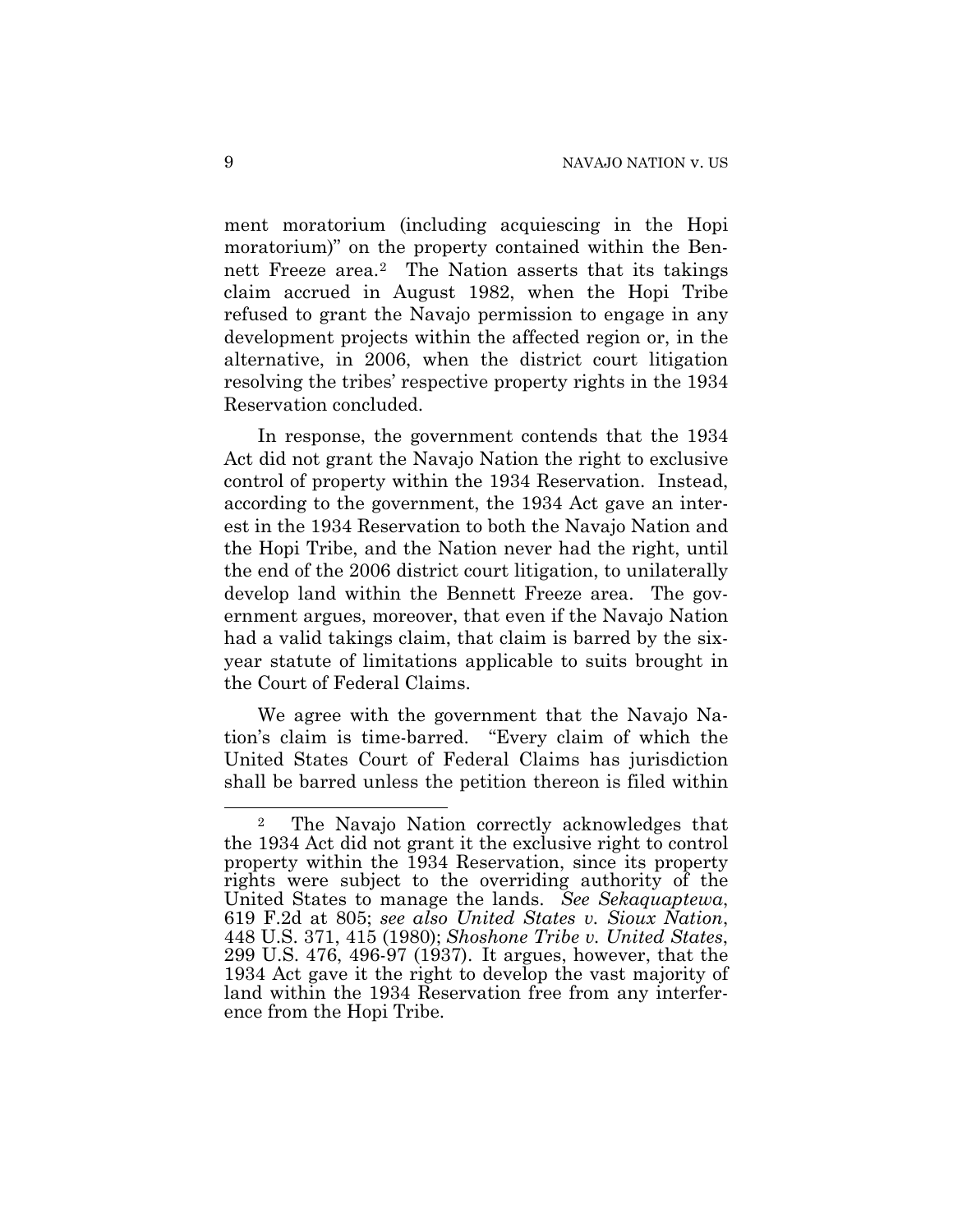ment moratorium (including acquiescing in the Hopi moratorium)" on the property contained within the Bennett Freeze area.[2] The Nation asserts that its takings claim accrued in August 1982, when the Hopi Tribe refused to grant the Navajo permission to engage in any development projects within the affected region or, in the alternative, in 2006, when the district court litigation resolving the tribes' respective property rights in the 1934 Reservation concluded.

In response, the government contends that the 1934 Act did not grant the Navajo Nation the right to exclusive control of property within the 1934 Reservation. Instead, according to the government, the 1934 Act gave an interest in the 1934 Reservation to both the Navajo Nation and the Hopi Tribe, and the Nation never had the right, until the end of the 2006 district court litigation, to unilaterally develop land within the Bennett Freeze area. The government argues, moreover, that even if the Navajo Nation had a valid takings claim, that claim is barred by the six-year statute of limitations applicable to suits brought in the Court of Federal Claims.

We agree with the government that the Navajo Nation's claim is time-barred. "Every claim of which the United States Court of Federal Claims has jurisdiction shall be barred unless the petition thereon is filed within

---

[2] The Navajo Nation correctly acknowledges that the 1934 Act did not grant it the exclusive right to control property within the 1934 Reservation, since its property rights were subject to the overriding authority of the United States to manage the lands. *See Sekaquaptewa*, 619 F.2d at 805; *see also United States v. Sioux Nation*, 448 U.S. 371, 415 (1980); *Shoshone Tribe v. United States*, 299 U.S. 476, 496-97 (1937). It argues, however, that the 1934 Act gave it the right to develop the vast majority of land within the 1934 Reservation free from any interference from the Hopi Tribe.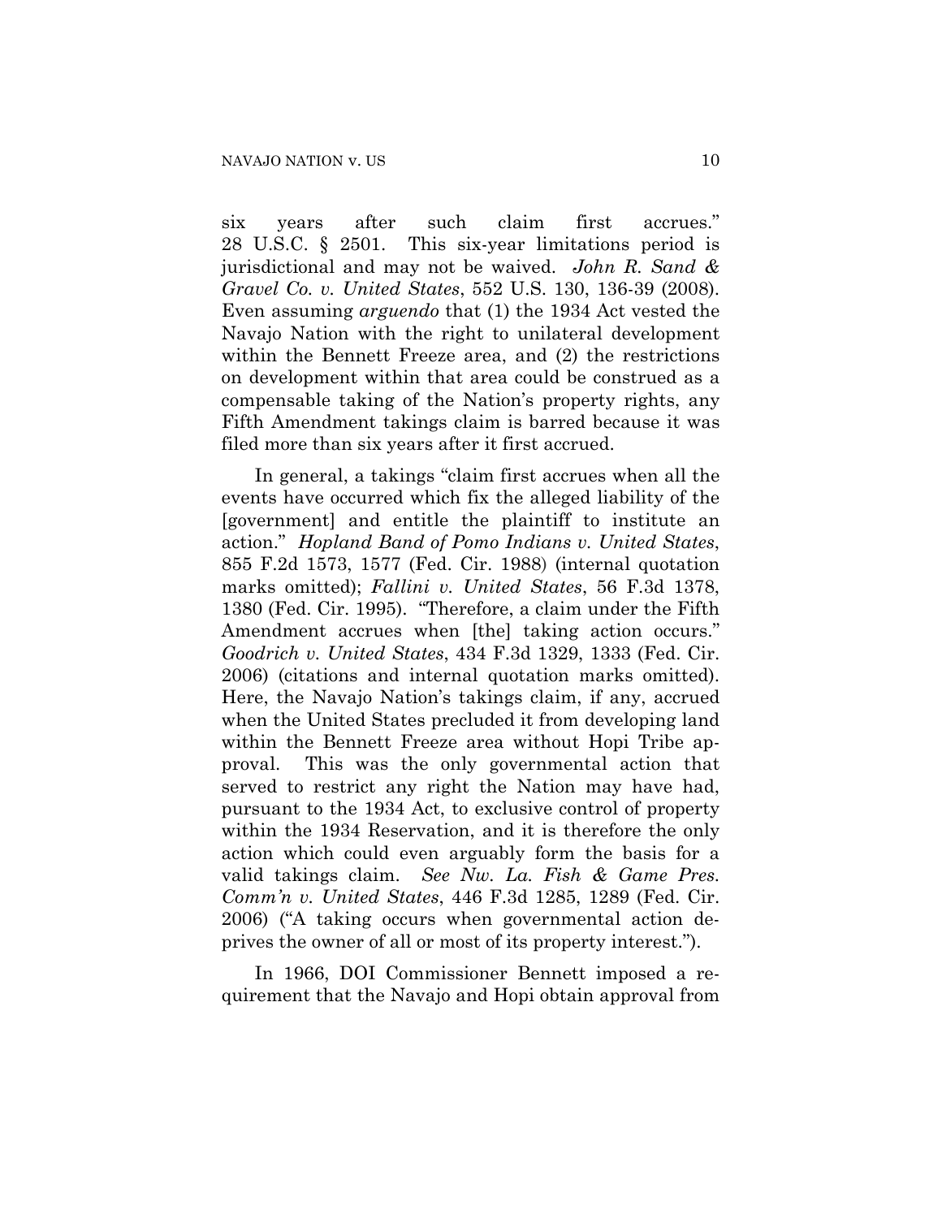six years after such claim first accrues." 28 U.S.C. § 2501. This six-year limitations period is jurisdictional and may not be waived. *John R. Sand & Gravel Co. v. United States*, 552 U.S. 130, 136-39 (2008). Even assuming *arguendo* that (1) the 1934 Act vested the Navajo Nation with the right to unilateral development within the Bennett Freeze area, and (2) the restrictions on development within that area could be construed as a compensable taking of the Nation's property rights, any Fifth Amendment takings claim is barred because it was filed more than six years after it first accrued.

In general, a takings "claim first accrues when all the events have occurred which fix the alleged liability of the [government] and entitle the plaintiff to institute an action." *Hopland Band of Pomo Indians v. United States*, 855 F.2d 1573, 1577 (Fed. Cir. 1988) (internal quotation marks omitted); *Fallini v. United States*, 56 F.3d 1378, 1380 (Fed. Cir. 1995). "Therefore, a claim under the Fifth Amendment accrues when [the] taking action occurs." *Goodrich v. United States*, 434 F.3d 1329, 1333 (Fed. Cir. 2006) (citations and internal quotation marks omitted). Here, the Navajo Nation's takings claim, if any, accrued when the United States precluded it from developing land within the Bennett Freeze area without Hopi Tribe approval. This was the only governmental action that served to restrict any right the Nation may have had, pursuant to the 1934 Act, to exclusive control of property within the 1934 Reservation, and it is therefore the only action which could even arguably form the basis for a valid takings claim. *See Nw. La. Fish & Game Pres. Comm'n v. United States*, 446 F.3d 1285, 1289 (Fed. Cir. 2006) ("A taking occurs when governmental action deprives the owner of all or most of its property interest.").

In 1966, DOI Commissioner Bennett imposed a requirement that the Navajo and Hopi obtain approval from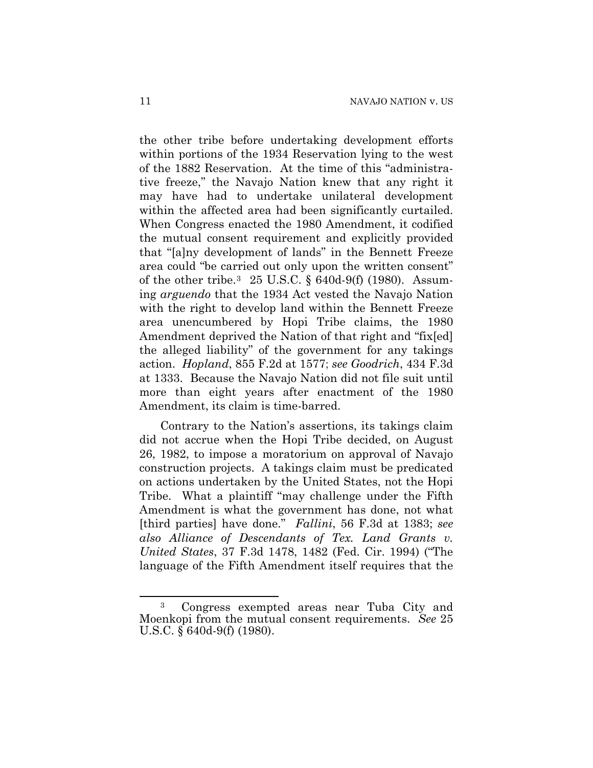the other tribe before undertaking development efforts within portions of the 1934 Reservation lying to the west of the 1882 Reservation. At the time of this "administrative freeze," the Navajo Nation knew that any right it may have had to undertake unilateral development within the affected area had been significantly curtailed. When Congress enacted the 1980 Amendment, it codified the mutual consent requirement and explicitly provided that "[a]ny development of lands" in the Bennett Freeze area could "be carried out only upon the written consent" of the other tribe.[3] 25 U.S.C. § 640d-9(f) (1980). Assuming *arguendo* that the 1934 Act vested the Navajo Nation with the right to develop land within the Bennett Freeze area unencumbered by Hopi Tribe claims, the 1980 Amendment deprived the Nation of that right and "fix[ed] the alleged liability" of the government for any takings action. *Hopland*, 855 F.2d at 1577; *see Goodrich*, 434 F.3d at 1333. Because the Navajo Nation did not file suit until more than eight years after enactment of the 1980 Amendment, its claim is time-barred.

Contrary to the Nation's assertions, its takings claim did not accrue when the Hopi Tribe decided, on August 26, 1982, to impose a moratorium on approval of Navajo construction projects. A takings claim must be predicated on actions undertaken by the United States, not the Hopi Tribe. What a plaintiff "may challenge under the Fifth Amendment is what the government has done, not what [third parties] have done." *Fallini*, 56 F.3d at 1383; *see also Alliance of Descendants of Tex. Land Grants v. United States*, 37 F.3d 1478, 1482 (Fed. Cir. 1994) ("The language of the Fifth Amendment itself requires that the

---

[3] Congress exempted areas near Tuba City and Moenkopi from the mutual consent requirements. *See* 25 U.S.C. § 640d-9(f) (1980).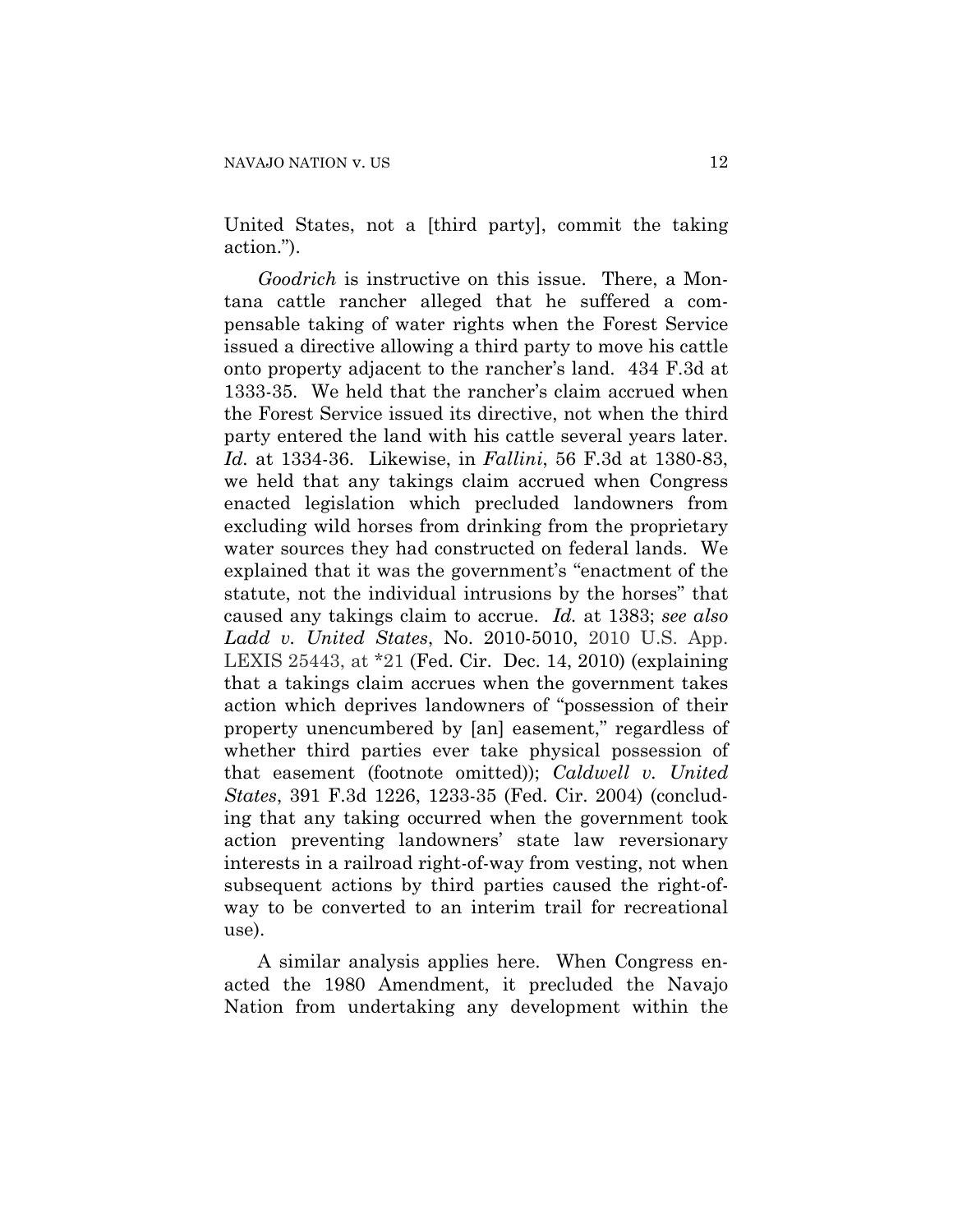United States, not a [third party], commit the taking action.").

*Goodrich* is instructive on this issue. There, a Montana cattle rancher alleged that he suffered a compensable taking of water rights when the Forest Service issued a directive allowing a third party to move his cattle onto property adjacent to the rancher's land. 434 F.3d at 1333-35. We held that the rancher's claim accrued when the Forest Service issued its directive, not when the third party entered the land with his cattle several years later. *Id.* at 1334-36. Likewise, in *Fallini*, 56 F.3d at 1380-83, we held that any takings claim accrued when Congress enacted legislation which precluded landowners from excluding wild horses from drinking from the proprietary water sources they had constructed on federal lands. We explained that it was the government's "enactment of the statute, not the individual intrusions by the horses" that caused any takings claim to accrue. *Id.* at 1383; *see also Ladd v. United States*, No. 2010-5010, 2010 U.S. App. LEXIS 25443, at *21 (Fed. Cir. Dec. 14, 2010) (explaining that a takings claim accrues when the government takes action which deprives landowners of "possession of their property unencumbered by [an] easement," regardless of whether third parties ever take physical possession of that easement (footnote omitted)); *Caldwell v. United States*, 391 F.3d 1226, 1233-35 (Fed. Cir. 2004) (concluding that any taking occurred when the government took action preventing landowners' state law reversionary interests in a railroad right-of-way from vesting, not when subsequent actions by third parties caused the right-of-way to be converted to an interim trail for recreational use).

A similar analysis applies here. When Congress enacted the 1980 Amendment, it precluded the Navajo Nation from undertaking any development within the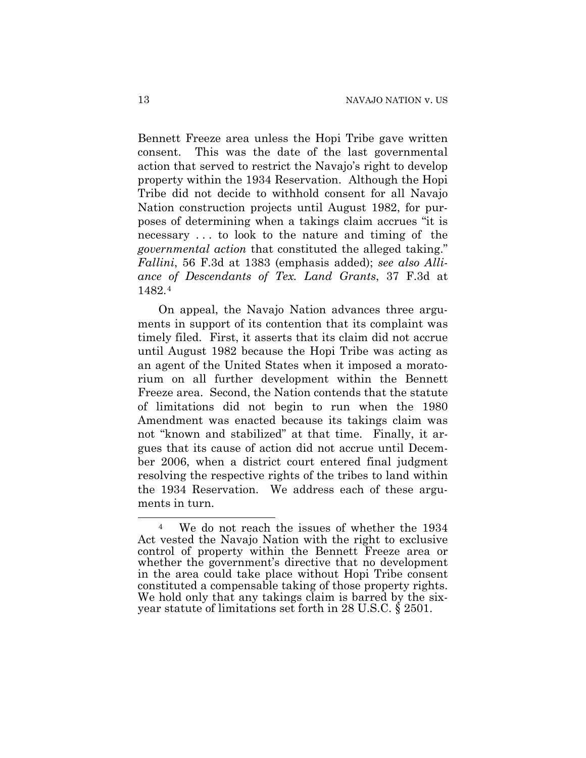Bennett Freeze area unless the Hopi Tribe gave written consent. This was the date of the last governmental action that served to restrict the Navajo's right to develop property within the 1934 Reservation. Although the Hopi Tribe did not decide to withhold consent for all Navajo Nation construction projects until August 1982, for purposes of determining when a takings claim accrues "it is necessary . . . to look to the nature and timing of the *governmental action* that constituted the alleged taking." *Fallini*, 56 F.3d at 1383 (emphasis added); *see also Alliance of Descendants of Tex. Land Grants*, 37 F.3d at 1482.[4]

On appeal, the Navajo Nation advances three arguments in support of its contention that its complaint was timely filed. First, it asserts that its claim did not accrue until August 1982 because the Hopi Tribe was acting as an agent of the United States when it imposed a moratorium on all further development within the Bennett Freeze area. Second, the Nation contends that the statute of limitations did not begin to run when the 1980 Amendment was enacted because its takings claim was not "known and stabilized" at that time. Finally, it argues that its cause of action did not accrue until December 2006, when a district court entered final judgment resolving the respective rights of the tribes to land within the 1934 Reservation. We address each of these arguments in turn.

[4] We do not reach the issues of whether the 1934 Act vested the Navajo Nation with the right to exclusive control of property within the Bennett Freeze area or whether the government's directive that no development in the area could take place without Hopi Tribe consent constituted a compensable taking of those property rights. We hold only that any takings claim is barred by the six-year statute of limitations set forth in 28 U.S.C. § 2501.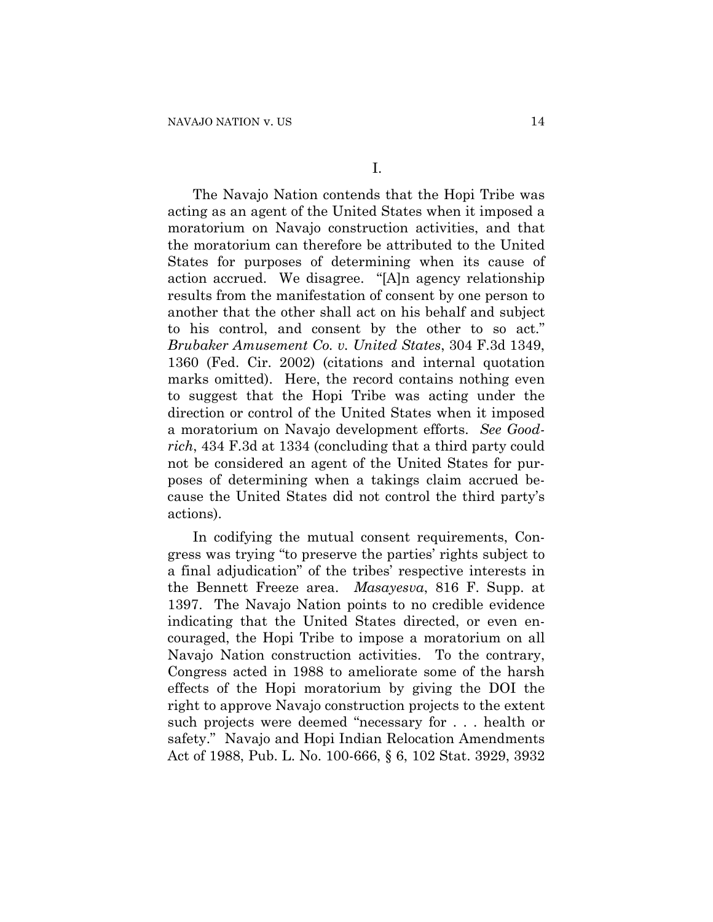I.

The Navajo Nation contends that the Hopi Tribe was acting as an agent of the United States when it imposed a moratorium on Navajo construction activities, and that the moratorium can therefore be attributed to the United States for purposes of determining when its cause of action accrued. We disagree. "[A]n agency relationship results from the manifestation of consent by one person to another that the other shall act on his behalf and subject to his control, and consent by the other to so act." *Brubaker Amusement Co. v. United States*, 304 F.3d 1349, 1360 (Fed. Cir. 2002) (citations and internal quotation marks omitted). Here, the record contains nothing even to suggest that the Hopi Tribe was acting under the direction or control of the United States when it imposed a moratorium on Navajo development efforts. *See Goodrich*, 434 F.3d at 1334 (concluding that a third party could not be considered an agent of the United States for purposes of determining when a takings claim accrued because the United States did not control the third party's actions).

In codifying the mutual consent requirements, Congress was trying "to preserve the parties' rights subject to a final adjudication" of the tribes' respective interests in the Bennett Freeze area. *Masayesva*, 816 F. Supp. at 1397. The Navajo Nation points to no credible evidence indicating that the United States directed, or even encouraged, the Hopi Tribe to impose a moratorium on all Navajo Nation construction activities. To the contrary, Congress acted in 1988 to ameliorate some of the harsh effects of the Hopi moratorium by giving the DOI the right to approve Navajo construction projects to the extent such projects were deemed "necessary for . . . health or safety." Navajo and Hopi Indian Relocation Amendments Act of 1988, Pub. L. No. 100-666, § 6, 102 Stat. 3929, 3932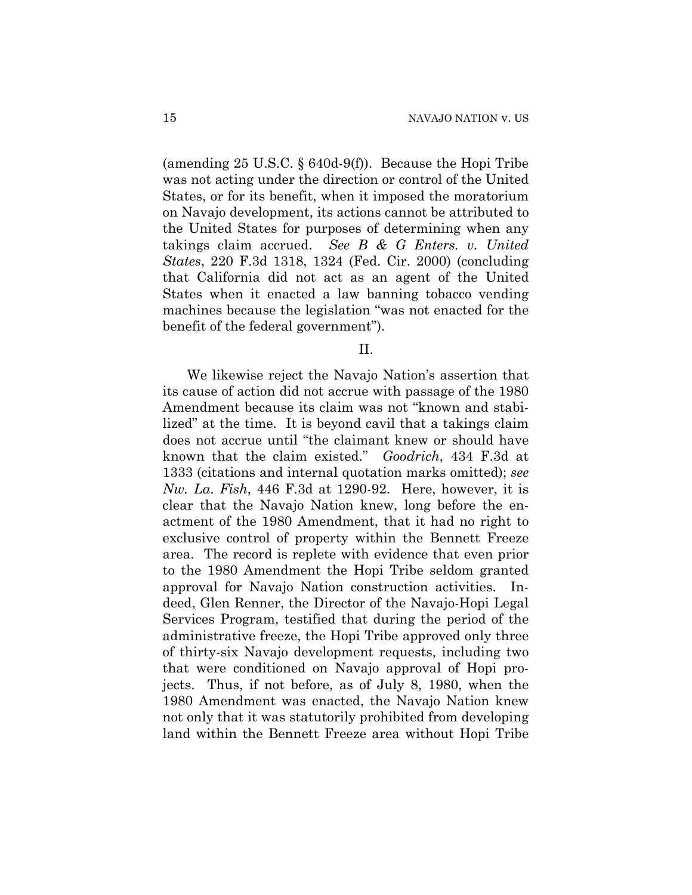(amending 25 U.S.C. § 640d-9(f)). Because the Hopi Tribe was not acting under the direction or control of the United States, or for its benefit, when it imposed the moratorium on Navajo development, its actions cannot be attributed to the United States for purposes of determining when any takings claim accrued. *See B & G Enters. v. United States*, 220 F.3d 1318, 1324 (Fed. Cir. 2000) (concluding that California did not act as an agent of the United States when it enacted a law banning tobacco vending machines because the legislation "was not enacted for the benefit of the federal government").

II.

We likewise reject the Navajo Nation's assertion that its cause of action did not accrue with passage of the 1980 Amendment because its claim was not "known and stabilized" at the time. It is beyond cavil that a takings claim does not accrue until "the claimant knew or should have known that the claim existed." *Goodrich*, 434 F.3d at 1333 (citations and internal quotation marks omitted); *see Nw. La. Fish*, 446 F.3d at 1290-92. Here, however, it is clear that the Navajo Nation knew, long before the enactment of the 1980 Amendment, that it had no right to exclusive control of property within the Bennett Freeze area. The record is replete with evidence that even prior to the 1980 Amendment the Hopi Tribe seldom granted approval for Navajo Nation construction activities. Indeed, Glen Renner, the Director of the Navajo-Hopi Legal Services Program, testified that during the period of the administrative freeze, the Hopi Tribe approved only three of thirty-six Navajo development requests, including two that were conditioned on Navajo approval of Hopi projects. Thus, if not before, as of July 8, 1980, when the 1980 Amendment was enacted, the Navajo Nation knew not only that it was statutorily prohibited from developing land within the Bennett Freeze area without Hopi Tribe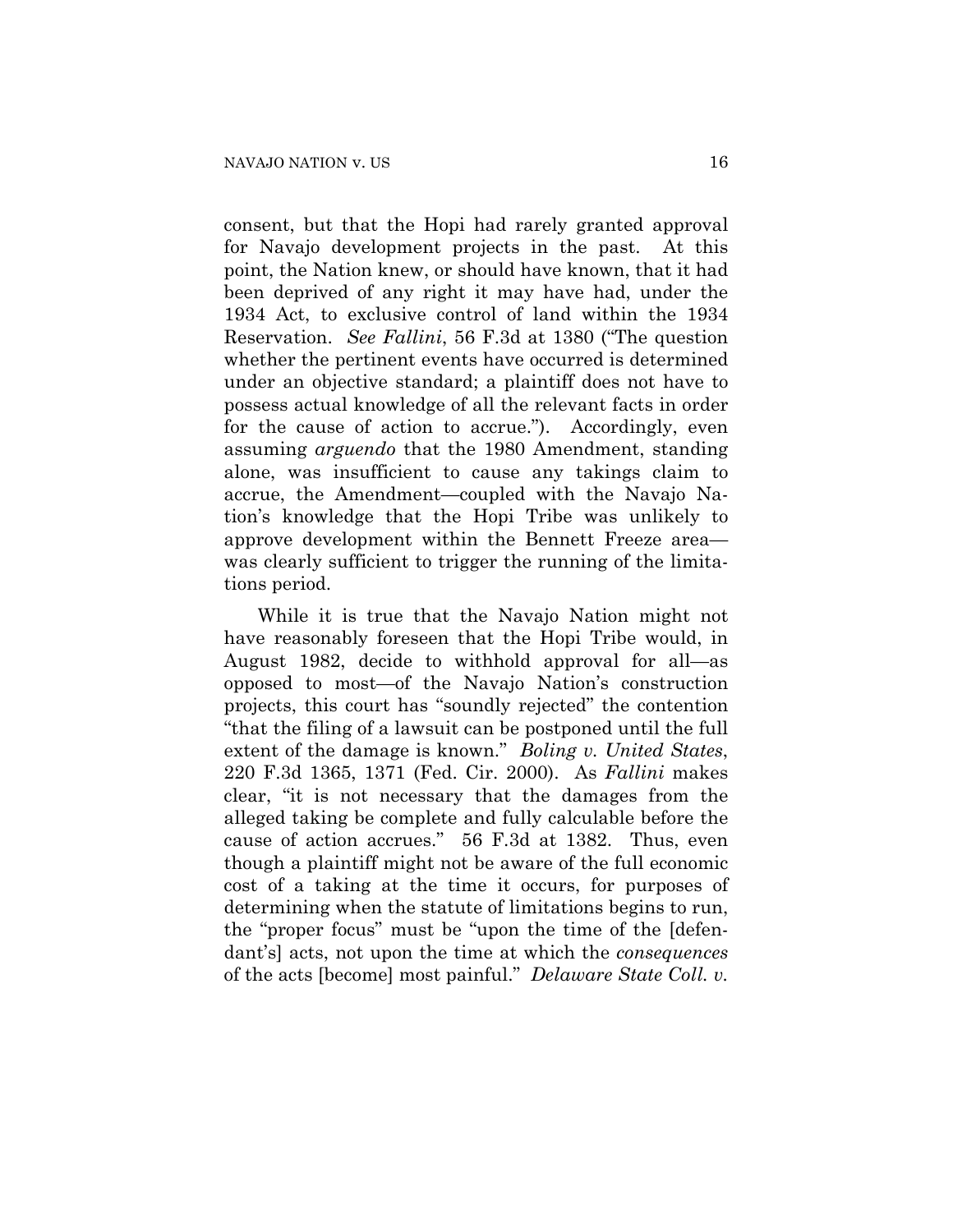consent, but that the Hopi had rarely granted approval for Navajo development projects in the past. At this point, the Nation knew, or should have known, that it had been deprived of any right it may have had, under the 1934 Act, to exclusive control of land within the 1934 Reservation. *See Fallini*, 56 F.3d at 1380 ("The question whether the pertinent events have occurred is determined under an objective standard; a plaintiff does not have to possess actual knowledge of all the relevant facts in order for the cause of action to accrue."). Accordingly, even assuming *arguendo* that the 1980 Amendment, standing alone, was insufficient to cause any takings claim to accrue, the Amendment—coupled with the Navajo Nation's knowledge that the Hopi Tribe was unlikely to approve development within the Bennett Freeze area—was clearly sufficient to trigger the running of the limitations period.

While it is true that the Navajo Nation might not have reasonably foreseen that the Hopi Tribe would, in August 1982, decide to withhold approval for all—as opposed to most—of the Navajo Nation's construction projects, this court has "soundly rejected" the contention "that the filing of a lawsuit can be postponed until the full extent of the damage is known." *Boling v. United States*, 220 F.3d 1365, 1371 (Fed. Cir. 2000). As *Fallini* makes clear, "it is not necessary that the damages from the alleged taking be complete and fully calculable before the cause of action accrues." 56 F.3d at 1382. Thus, even though a plaintiff might not be aware of the full economic cost of a taking at the time it occurs, for purposes of determining when the statute of limitations begins to run, the "proper focus" must be "upon the time of the [defendant's] acts, not upon the time at which the *consequences* of the acts [become] most painful." *Delaware State Coll. v.*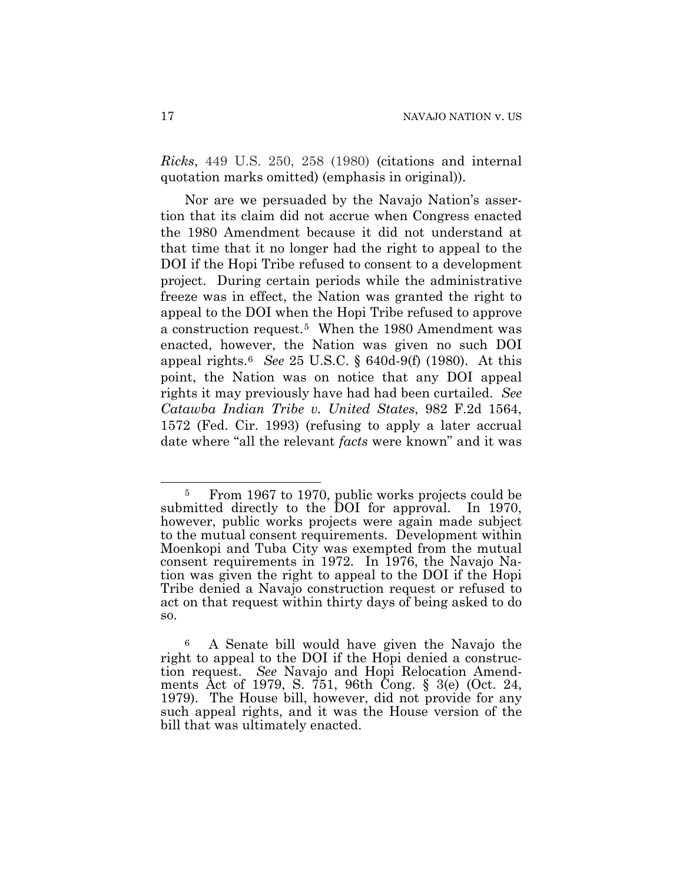*Ricks*, 449 U.S. 250, 258 (1980) (citations and internal quotation marks omitted) (emphasis in original)).

Nor are we persuaded by the Navajo Nation's assertion that its claim did not accrue when Congress enacted the 1980 Amendment because it did not understand at that time that it no longer had the right to appeal to the DOI if the Hopi Tribe refused to consent to a development project. During certain periods while the administrative freeze was in effect, the Nation was granted the right to appeal to the DOI when the Hopi Tribe refused to approve a construction request.[5] When the 1980 Amendment was enacted, however, the Nation was given no such DOI appeal rights.[6] *See* 25 U.S.C. § 640d-9(f) (1980). At this point, the Nation was on notice that any DOI appeal rights it may previously have had had been curtailed. *See Catawba Indian Tribe v. United States*, 982 F.2d 1564, 1572 (Fed. Cir. 1993) (refusing to apply a later accrual date where "all the relevant *facts* were known" and it was

---

[5] From 1967 to 1970, public works projects could be submitted directly to the DOI for approval. In 1970, however, public works projects were again made subject to the mutual consent requirements. Development within Moenkopi and Tuba City was exempted from the mutual consent requirements in 1972. In 1976, the Navajo Nation was given the right to appeal to the DOI if the Hopi Tribe denied a Navajo construction request or refused to act on that request within thirty days of being asked to do so.

[6] A Senate bill would have given the Navajo the right to appeal to the DOI if the Hopi denied a construction request. *See* Navajo and Hopi Relocation Amendments Act of 1979, S. 751, 96th Cong. § 3(e) (Oct. 24, 1979). The House bill, however, did not provide for any such appeal rights, and it was the House version of the bill that was ultimately enacted.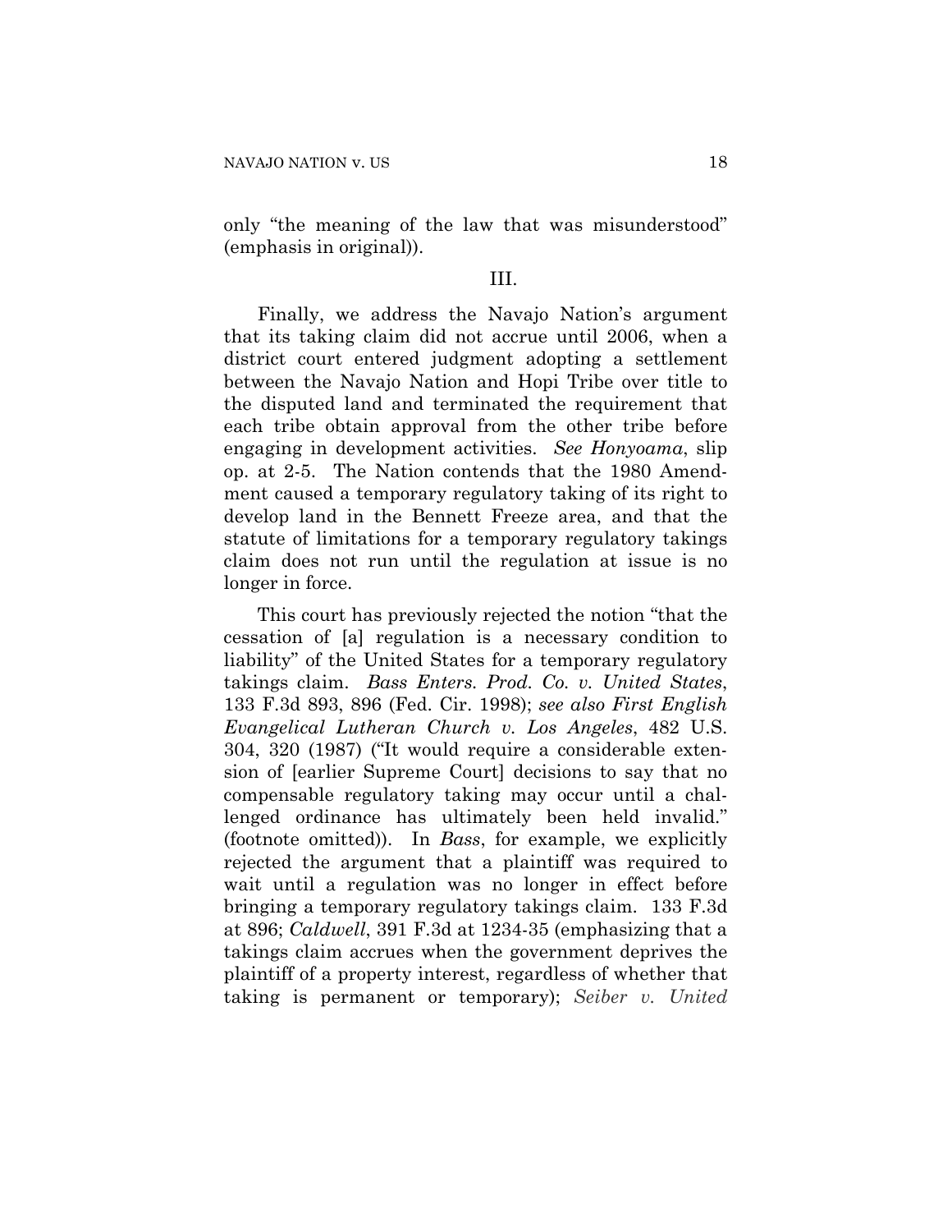only "the meaning of the law that was misunderstood" (emphasis in original)).

III.

Finally, we address the Navajo Nation's argument that its taking claim did not accrue until 2006, when a district court entered judgment adopting a settlement between the Navajo Nation and Hopi Tribe over title to the disputed land and terminated the requirement that each tribe obtain approval from the other tribe before engaging in development activities. *See Honyoama*, slip op. at 2-5. The Nation contends that the 1980 Amendment caused a temporary regulatory taking of its right to develop land in the Bennett Freeze area, and that the statute of limitations for a temporary regulatory takings claim does not run until the regulation at issue is no longer in force.

This court has previously rejected the notion "that the cessation of [a] regulation is a necessary condition to liability" of the United States for a temporary regulatory takings claim. *Bass Enters. Prod. Co. v. United States*, 133 F.3d 893, 896 (Fed. Cir. 1998); *see also First English Evangelical Lutheran Church v. Los Angeles*, 482 U.S. 304, 320 (1987) ("It would require a considerable extension of [earlier Supreme Court] decisions to say that no compensable regulatory taking may occur until a challenged ordinance has ultimately been held invalid." (footnote omitted)). In *Bass*, for example, we explicitly rejected the argument that a plaintiff was required to wait until a regulation was no longer in effect before bringing a temporary regulatory takings claim. 133 F.3d at 896; *Caldwell*, 391 F.3d at 1234-35 (emphasizing that a takings claim accrues when the government deprives the plaintiff of a property interest, regardless of whether that taking is permanent or temporary); *Seiber v. United*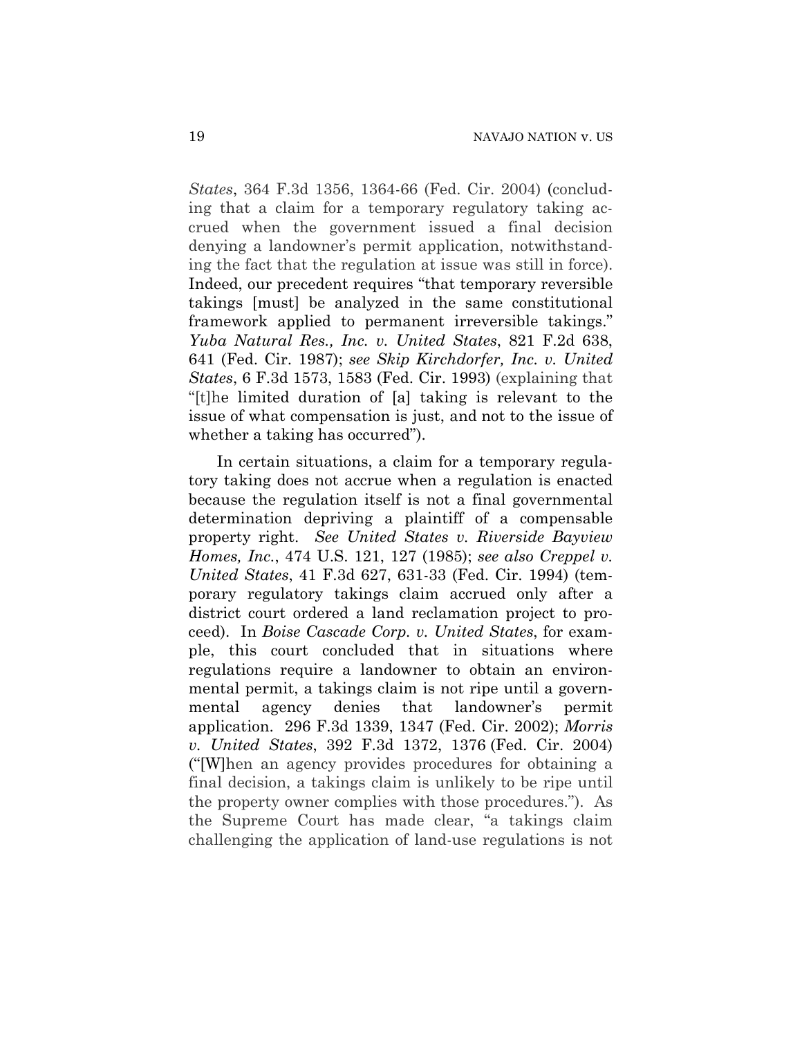*States*, 364 F.3d 1356, 1364-66 (Fed. Cir. 2004) (concluding that a claim for a temporary regulatory taking accrued when the government issued a final decision denying a landowner's permit application, notwithstanding the fact that the regulation at issue was still in force). Indeed, our precedent requires "that temporary reversible takings [must] be analyzed in the same constitutional framework applied to permanent irreversible takings." *Yuba Natural Res., Inc. v. United States*, 821 F.2d 638, 641 (Fed. Cir. 1987); *see Skip Kirchdorfer, Inc. v. United States*, 6 F.3d 1573, 1583 (Fed. Cir. 1993) (explaining that "[t]he limited duration of [a] taking is relevant to the issue of what compensation is just, and not to the issue of whether a taking has occurred").

In certain situations, a claim for a temporary regulatory taking does not accrue when a regulation is enacted because the regulation itself is not a final governmental determination depriving a plaintiff of a compensable property right. *See United States v. Riverside Bayview Homes, Inc.*, 474 U.S. 121, 127 (1985); *see also Creppel v. United States*, 41 F.3d 627, 631-33 (Fed. Cir. 1994) (temporary regulatory takings claim accrued only after a district court ordered a land reclamation project to proceed). In *Boise Cascade Corp. v. United States*, for example, this court concluded that in situations where regulations require a landowner to obtain an environmental permit, a takings claim is not ripe until a governmental agency denies that landowner's permit application. 296 F.3d 1339, 1347 (Fed. Cir. 2002); *Morris v. United States*, 392 F.3d 1372, 1376 (Fed. Cir. 2004) ("[W]hen an agency provides procedures for obtaining a final decision, a takings claim is unlikely to be ripe until the property owner complies with those procedures."). As the Supreme Court has made clear, "a takings claim challenging the application of land-use regulations is not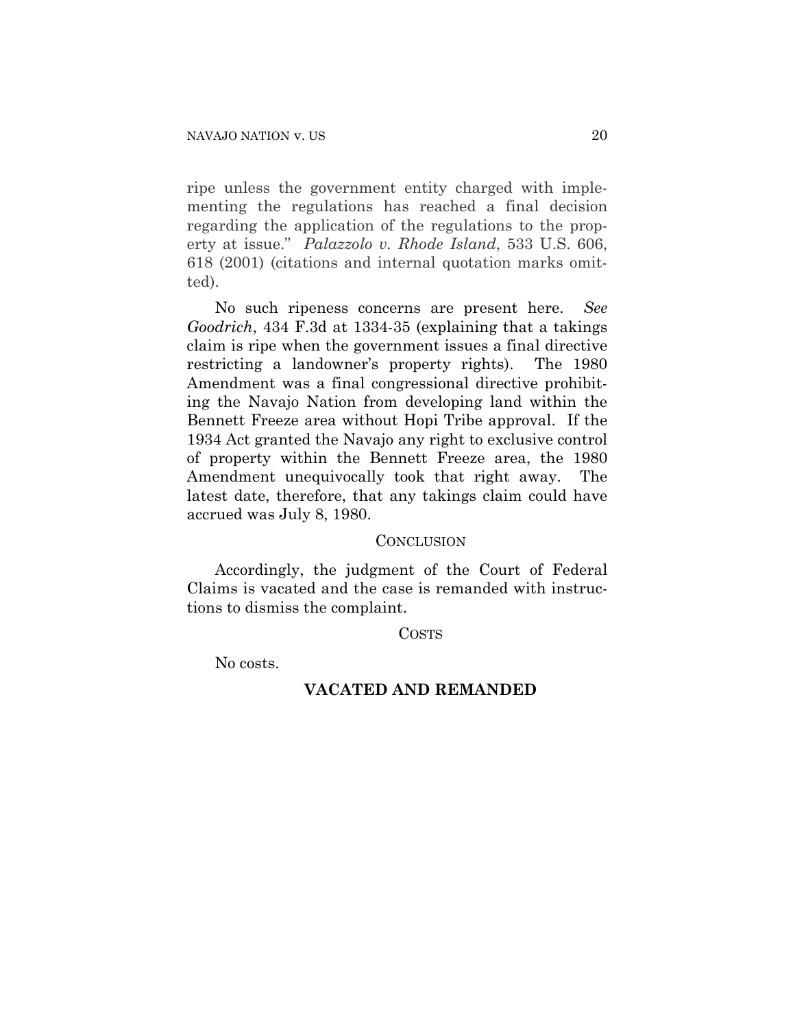ripe unless the government entity charged with implementing the regulations has reached a final decision regarding the application of the regulations to the property at issue." *Palazzolo v. Rhode Island*, 533 U.S. 606, 618 (2001) (citations and internal quotation marks omitted).

No such ripeness concerns are present here. *See Goodrich*, 434 F.3d at 1334-35 (explaining that a takings claim is ripe when the government issues a final directive restricting a landowner's property rights). The 1980 Amendment was a final congressional directive prohibiting the Navajo Nation from developing land within the Bennett Freeze area without Hopi Tribe approval. If the 1934 Act granted the Navajo any right to exclusive control of property within the Bennett Freeze area, the 1980 Amendment unequivocally took that right away. The latest date, therefore, that any takings claim could have accrued was July 8, 1980.

## CONCLUSION

Accordingly, the judgment of the Court of Federal Claims is vacated and the case is remanded with instructions to dismiss the complaint.

## COSTS

No costs.

**VACATED AND REMANDED**